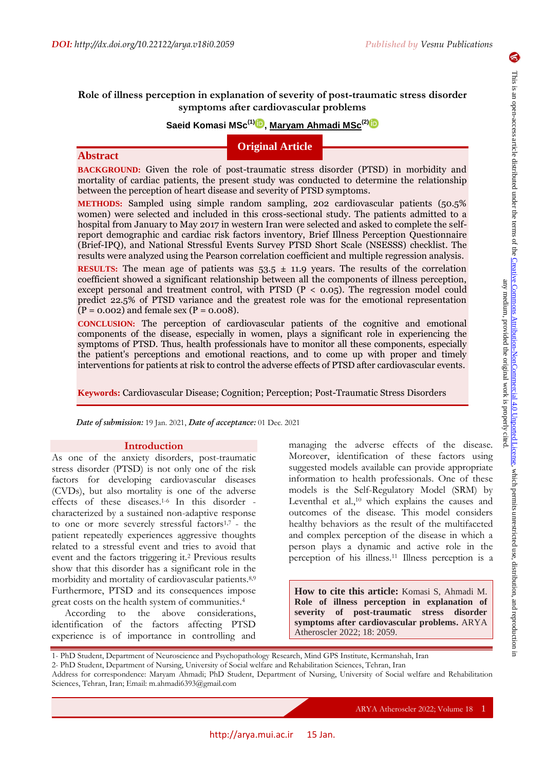DOI: http://dx.doi.org/10.22122/arya.v18i0.2059

# Role of illness perception in explanation of severity of post-traumatic stress disorder symptoms after cardiovascular problems

**Saeid Komasi MSc[1], Maryam Ahmadi MSc[2]**

**Original Article**

## Abstract

**BACKGROUND:** Given the role of post-traumatic stress disorder (PTSD) in morbidity and mortality of cardiac patients, the present study was conducted to determine the relationship between the perception of heart disease and severity of PTSD symptoms.

**METHODS:** Sampled using simple random sampling, 202 cardiovascular patients (50.5% women) were selected and included in this cross-sectional study. The patients admitted to a hospital from January to May 2017 in western Iran were selected and asked to complete the self-report demographic and cardiac risk factors inventory, Brief Illness Perception Questionnaire (Brief-IPQ), and National Stressful Events Survey PTSD Short Scale (NSESSS) checklist. The results were analyzed using the Pearson correlation coefficient and multiple regression analysis.

**RESULTS:** The mean age of patients was 53.5 ± 11.9 years. The results of the correlation coefficient showed a significant relationship between all the components of illness perception, except personal and treatment control, with PTSD ($P < 0.05$). The regression model could predict 22.5% of PTSD variance and the greatest role was for the emotional representation ($P = 0.002$) and female sex ($P = 0.008$).

**CONCLUSION:** The perception of cardiovascular patients of the cognitive and emotional components of the disease, especially in women, plays a significant role in experiencing the symptoms of PTSD. Thus, health professionals have to monitor all these components, especially the patient's perceptions and emotional reactions, and to come up with proper and timely interventions for patients at risk to control the adverse effects of PTSD after cardiovascular events.

**Keywords:** Cardiovascular Disease; Cognition; Perception; Post-Traumatic Stress Disorders

*Date of submission:* 19 Jan. 2021, *Date of acceptance:* 01 Dec. 2021

## Introduction

As one of the anxiety disorders, post-traumatic stress disorder (PTSD) is not only one of the risk factors for developing cardiovascular diseases (CVDs), but also mortality is one of the adverse effects of these diseases.[1-6] In this disorder - characterized by a sustained non-adaptive response to one or more severely stressful factors[1,7] - the patient repeatedly experiences aggressive thoughts related to a stressful event and tries to avoid that event and the factors triggering it.[2] Previous results show that this disorder has a significant role in the morbidity and mortality of cardiovascular patients.[8,9] Furthermore, PTSD and its consequences impose great costs on the health system of communities.[4]

According to the above considerations, identification of the factors affecting PTSD experience is of importance in controlling and managing the adverse effects of the disease. Moreover, identification of these factors using suggested models available can provide appropriate information to health professionals. One of these models is the Self-Regulatory Model (SRM) by Leventhal et al.,[10] which explains the causes and outcomes of the disease. This model considers healthy behaviors as the result of the multifaceted and complex perception of the disease in which a person plays a dynamic and active role in the perception of his illness.[11] Illness perception is a

**How to cite this article:** Komasi S, Ahmadi M. **Role of illness perception in explanation of severity of post-traumatic stress disorder symptoms after cardiovascular problems.** ARYA Atheroscler 2022; 18: 2059.

1- PhD Student, Department of Neuroscience and Psychopathology Research, Mind GPS Institute, Kermanshah, Iran

2- PhD Student, Department of Nursing, University of Social welfare and Rehabilitation Sciences, Tehran, Iran

Address for correspondence: Maryam Ahmadi; PhD Student, Department of Nursing, University of Social welfare and Rehabilitation Sciences, Tehran, Iran; Email: m.ahmadi6393@gmail.com

This is an open-access article distributed under the terms of the Creative Commons Attribution-NonCommercial 4.0 Unported License, which permits unrestricted use, distribution, and reproduction in any medium, provided the original work is properly cited.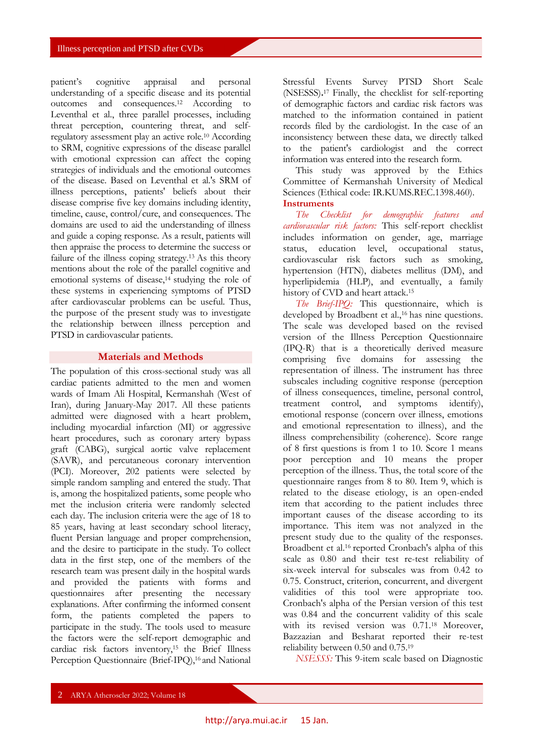patient's cognitive appraisal and personal understanding of a specific disease and its potential outcomes and consequences.[12] According to Leventhal et al., three parallel processes, including threat perception, countering threat, and self-regulatory assessment play an active role.[10] According to SRM, cognitive expressions of the disease parallel with emotional expression can affect the coping strategies of individuals and the emotional outcomes of the disease. Based on Leventhal et al.'s SRM of illness perceptions, patients' beliefs about their disease comprise five key domains including identity, timeline, cause, control/cure, and consequences. The domains are used to aid the understanding of illness and guide a coping response. As a result, patients will then appraise the process to determine the success or failure of the illness coping strategy.[13] As this theory mentions about the role of the parallel cognitive and emotional systems of disease,[14] studying the role of these systems in experiencing symptoms of PTSD after cardiovascular problems can be useful. Thus, the purpose of the present study was to investigate the relationship between illness perception and PTSD in cardiovascular patients.

## Materials and Methods

The population of this cross-sectional study was all cardiac patients admitted to the men and women wards of Imam Ali Hospital, Kermanshah (West of Iran), during January-May 2017. All these patients admitted were diagnosed with a heart problem, including myocardial infarction (MI) or aggressive heart procedures, such as coronary artery bypass graft (CABG), surgical aortic valve replacement (SAVR), and percutaneous coronary intervention (PCI). Moreover, 202 patients were selected by simple random sampling and entered the study. That is, among the hospitalized patients, some people who met the inclusion criteria were randomly selected each day. The inclusion criteria were the age of 18 to 85 years, having at least secondary school literacy, fluent Persian language and proper comprehension, and the desire to participate in the study. To collect data in the first step, one of the members of the research team was present daily in the hospital wards and provided the patients with forms and questionnaires after presenting the necessary explanations. After confirming the informed consent form, the patients completed the papers to participate in the study. The tools used to measure the factors were the self-report demographic and cardiac risk factors inventory,[15] the Brief Illness Perception Questionnaire (Brief-IPQ),[16] and National Stressful Events Survey PTSD Short Scale (NSESSS).[17] Finally, the checklist for self-reporting of demographic factors and cardiac risk factors was matched to the information contained in patient records filed by the cardiologist. In the case of an inconsistency between these data, we directly talked to the patient's cardiologist and the correct information was entered into the research form.

This study was approved by the Ethics Committee of Kermanshah University of Medical Sciences (Ethical code: IR.KUMS.REC.1398.460).

### Instruments

*The Checklist for demographic features and cardiovascular risk factors:* This self-report checklist includes information on gender, age, marriage status, education level, occupational status, cardiovascular risk factors such as smoking, hypertension (HTN), diabetes mellitus (DM), and hyperlipidemia (HLP), and eventually, a family history of CVD and heart attack.[15]

*The Brief-IPQ:* This questionnaire, which is developed by Broadbent et al.,[16] has nine questions. The scale was developed based on the revised version of the Illness Perception Questionnaire (IPQ-R) that is a theoretically derived measure comprising five domains for assessing the representation of illness. The instrument has three subscales including cognitive response (perception of illness consequences, timeline, personal control, treatment control, and symptoms identify), emotional response (concern over illness, emotions and emotional representation to illness), and the illness comprehensibility (coherence). Score range of 8 first questions is from 1 to 10. Score 1 means poor perception and 10 means the proper perception of the illness. Thus, the total score of the questionnaire ranges from 8 to 80. Item 9, which is related to the disease etiology, is an open-ended item that according to the patient includes three important causes of the disease according to its importance. This item was not analyzed in the present study due to the quality of the responses. Broadbent et al.[16] reported Cronbach's alpha of this scale as 0.80 and their test re-test reliability of six-week interval for subscales was from 0.42 to 0.75. Construct, criterion, concurrent, and divergent validities of this tool were appropriate too. Cronbach's alpha of the Persian version of this test was 0.84 and the concurrent validity of this scale with its revised version was 0.71.[18] Moreover, Bazzazian and Besharat reported their re-test reliability between 0.50 and 0.75.[19]

*NSESSS:* This 9-item scale based on Diagnostic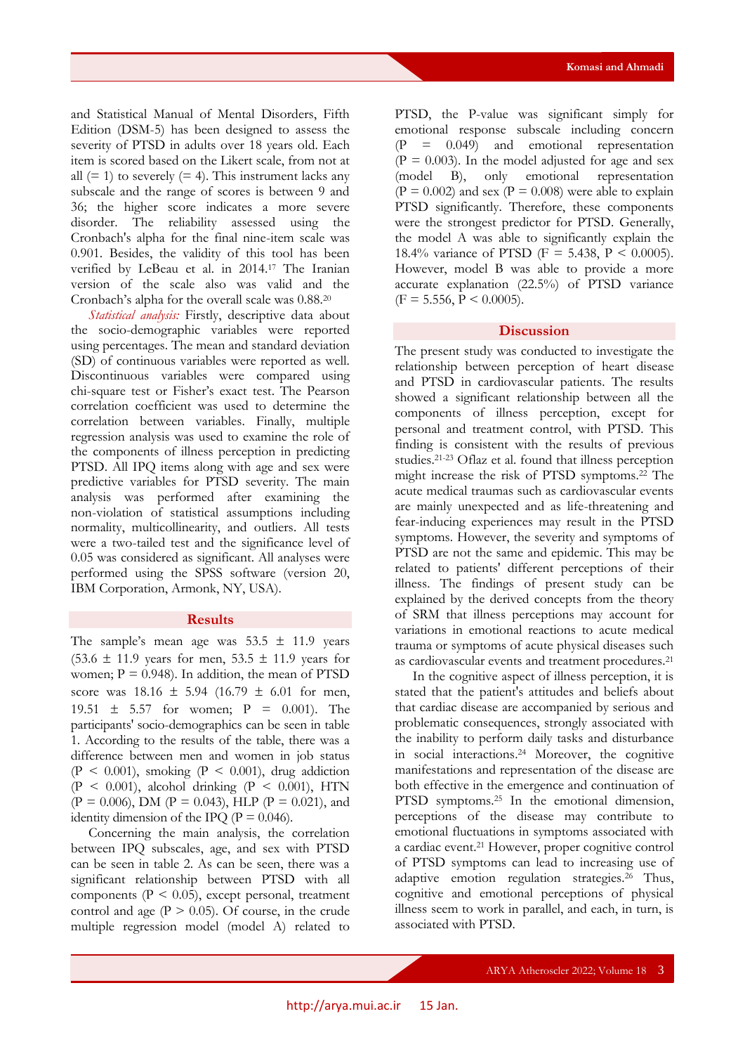and Statistical Manual of Mental Disorders, Fifth Edition (DSM-5) has been designed to assess the severity of PTSD in adults over 18 years old. Each item is scored based on the Likert scale, from not at all (= 1) to severely (= 4). This instrument lacks any subscale and the range of scores is between 9 and 36; the higher score indicates a more severe disorder. The reliability assessed using the Cronbach's alpha for the final nine-item scale was 0.901. Besides, the validity of this tool has been verified by LeBeau et al. in 2014.[17] The Iranian version of the scale also was valid and the Cronbach's alpha for the overall scale was 0.88.[20]

*Statistical analysis:* Firstly, descriptive data about the socio-demographic variables were reported using percentages. The mean and standard deviation (SD) of continuous variables were reported as well. Discontinuous variables were compared using chi-square test or Fisher's exact test. The Pearson correlation coefficient was used to determine the correlation between variables. Finally, multiple regression analysis was used to examine the role of the components of illness perception in predicting PTSD. All IPQ items along with age and sex were predictive variables for PTSD severity. The main analysis was performed after examining the non-violation of statistical assumptions including normality, multicollinearity, and outliers. All tests were a two-tailed test and the significance level of 0.05 was considered as significant. All analyses were performed using the SPSS software (version 20, IBM Corporation, Armonk, NY, USA).

## Results

The sample's mean age was 53.5 ± 11.9 years (53.6 ± 11.9 years for men, 53.5 ± 11.9 years for women; P = 0.948). In addition, the mean of PTSD score was 18.16 ± 5.94 (16.79 ± 6.01 for men, 19.51 ± 5.57 for women; P = 0.001). The participants' socio-demographics can be seen in table 1. According to the results of the table, there was a difference between men and women in job status (P < 0.001), smoking (P < 0.001), drug addiction (P < 0.001), alcohol drinking (P < 0.001), HTN (P = 0.006), DM (P = 0.043), HLP (P = 0.021), and identity dimension of the IPQ (P = 0.046).

Concerning the main analysis, the correlation between IPQ subscales, age, and sex with PTSD can be seen in table 2. As can be seen, there was a significant relationship between PTSD with all components (P < 0.05), except personal, treatment control and age (P > 0.05). Of course, in the crude multiple regression model (model A) related to PTSD, the P-value was significant simply for emotional response subscale including concern (P = 0.049) and emotional representation (P = 0.003). In the model adjusted for age and sex (model B), only emotional representation (P = 0.002) and sex (P = 0.008) were able to explain PTSD significantly. Therefore, these components were the strongest predictor for PTSD. Generally, the model A was able to significantly explain the 18.4% variance of PTSD (F = 5.438, P < 0.0005). However, model B was able to provide a more accurate explanation (22.5%) of PTSD variance (F = 5.556, P < 0.0005).

## Discussion

The present study was conducted to investigate the relationship between perception of heart disease and PTSD in cardiovascular patients. The results showed a significant relationship between all the components of illness perception, except for personal and treatment control, with PTSD. This finding is consistent with the results of previous studies.[21-23] Oflaz et al. found that illness perception might increase the risk of PTSD symptoms.[22] The acute medical traumas such as cardiovascular events are mainly unexpected and as life-threatening and fear-inducing experiences may result in the PTSD symptoms. However, the severity and symptoms of PTSD are not the same and epidemic. This may be related to patients' different perceptions of their illness. The findings of present study can be explained by the derived concepts from the theory of SRM that illness perceptions may account for variations in emotional reactions to acute medical trauma or symptoms of acute physical diseases such as cardiovascular events and treatment procedures.[21]

In the cognitive aspect of illness perception, it is stated that the patient's attitudes and beliefs about that cardiac disease are accompanied by serious and problematic consequences, strongly associated with the inability to perform daily tasks and disturbance in social interactions.[24] Moreover, the cognitive manifestations and representation of the disease are both effective in the emergence and continuation of PTSD symptoms.[25] In the emotional dimension, perceptions of the disease may contribute to emotional fluctuations in symptoms associated with a cardiac event.[21] However, proper cognitive control of PTSD symptoms can lead to increasing use of adaptive emotion regulation strategies.[26] Thus, cognitive and emotional perceptions of physical illness seem to work in parallel, and each, in turn, is associated with PTSD.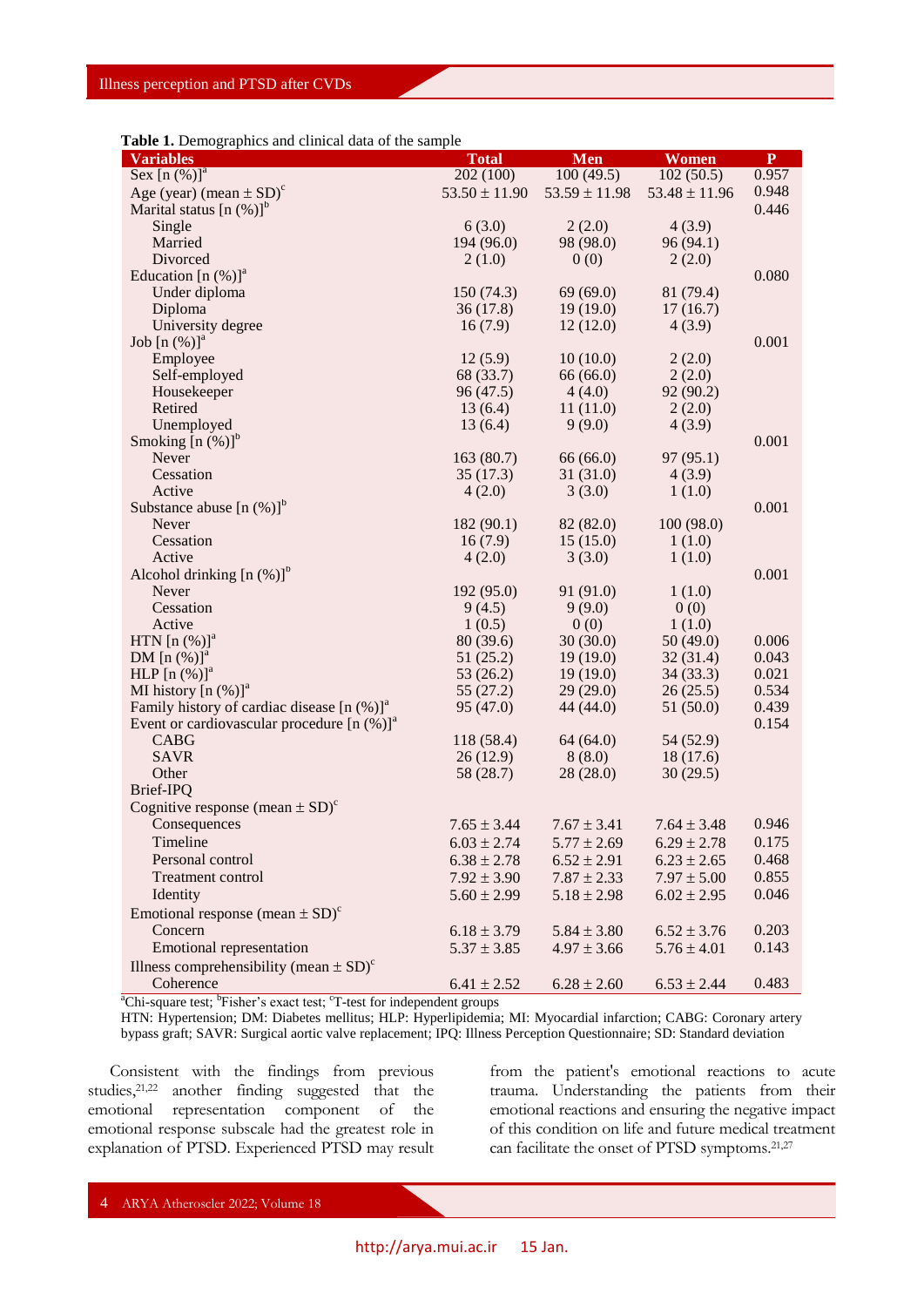**Table 1.** Demographics and clinical data of the sample

| Variables | Total | Men | Women | P |
|---|---|---|---|---|
| Sex [n (%)][a] | 202 (100) | 100 (49.5) | 102 (50.5) | 0.957 |
| Age (year) (mean ± SD)[c] | 53.50 ± 11.90 | 53.59 ± 11.98 | 53.48 ± 11.96 | 0.948 |
| Marital status [n (%)][b] | | | | 0.446 |
| Single | 6 (3.0) | 2 (2.0) | 4 (3.9) | |
| Married | 194 (96.0) | 98 (98.0) | 96 (94.1) | |
| Divorced | 2 (1.0) | 0 (0) | 2 (2.0) | |
| Education [n (%)][a] | | | | 0.080 |
| Under diploma | 150 (74.3) | 69 (69.0) | 81 (79.4) | |
| Diploma | 36 (17.8) | 19 (19.0) | 17 (16.7) | |
| University degree | 16 (7.9) | 12 (12.0) | 4 (3.9) | |
| Job [n (%)][a] | | | | 0.001 |
| Employee | 12 (5.9) | 10 (10.0) | 2 (2.0) | |
| Self-employed | 68 (33.7) | 66 (66.0) | 2 (2.0) | |
| Housekeeper | 96 (47.5) | 4 (4.0) | 92 (90.2) | |
| Retired | 13 (6.4) | 11 (11.0) | 2 (2.0) | |
| Unemployed | 13 (6.4) | 9 (9.0) | 4 (3.9) | |
| Smoking [n (%)][b] | | | | 0.001 |
| Never | 163 (80.7) | 66 (66.0) | 97 (95.1) | |
| Cessation | 35 (17.3) | 31 (31.0) | 4 (3.9) | |
| Active | 4 (2.0) | 3 (3.0) | 1 (1.0) | |
| Substance abuse [n (%)][b] | | | | 0.001 |
| Never | 182 (90.1) | 82 (82.0) | 100 (98.0) | |
| Cessation | 16 (7.9) | 15 (15.0) | 1 (1.0) | |
| Active | 4 (2.0) | 3 (3.0) | 1 (1.0) | |
| Alcohol drinking [n (%)][b] | | | | 0.001 |
| Never | 192 (95.0) | 91 (91.0) | 1 (1.0) | |
| Cessation | 9 (4.5) | 9 (9.0) | 0 (0) | |
| Active | 1 (0.5) | 0 (0) | 1 (1.0) | |
| HTN [n (%)][a] | 80 (39.6) | 30 (30.0) | 50 (49.0) | 0.006 |
| DM [n (%)][a] | 51 (25.2) | 19 (19.0) | 32 (31.4) | 0.043 |
| HLP [n (%)][a] | 53 (26.2) | 19 (19.0) | 34 (33.3) | 0.021 |
| MI history [n (%)][a] | 55 (27.2) | 29 (29.0) | 26 (25.5) | 0.534 |
| Family history of cardiac disease [n (%)][a] | 95 (47.0) | 44 (44.0) | 51 (50.0) | 0.439 |
| Event or cardiovascular procedure [n (%)][a] | | | | 0.154 |
| CABG | 118 (58.4) | 64 (64.0) | 54 (52.9) | |
| SAVR | 26 (12.9) | 8 (8.0) | 18 (17.6) | |
| Other | 58 (28.7) | 28 (28.0) | 30 (29.5) | |
| Brief-IPQ | | | | |
| Cognitive response (mean ± SD)[c] | | | | |
| Consequences | 7.65 ± 3.44 | 7.67 ± 3.41 | 7.64 ± 3.48 | 0.946 |
| Timeline | 6.03 ± 2.74 | 5.77 ± 2.69 | 6.29 ± 2.78 | 0.175 |
| Personal control | 6.38 ± 2.78 | 6.52 ± 2.91 | 6.23 ± 2.65 | 0.468 |
| Treatment control | 7.92 ± 3.90 | 7.87 ± 2.33 | 7.97 ± 5.00 | 0.855 |
| Identity | 5.60 ± 2.99 | 5.18 ± 2.98 | 6.02 ± 2.95 | 0.046 |
| Emotional response (mean ± SD)[c] | | | | |
| Concern | 6.18 ± 3.79 | 5.84 ± 3.80 | 6.52 ± 3.76 | 0.203 |
| Emotional representation | 5.37 ± 3.85 | 4.97 ± 3.66 | 5.76 ± 4.01 | 0.143 |
| Illness comprehensibility (mean ± SD)[c] | | | | |
| Coherence | 6.41 ± 2.52 | 6.28 ± 2.60 | 6.53 ± 2.44 | 0.483 |

[a]Chi-square test; [b]Fisher's exact test; [c]T-test for independent groups

HTN: Hypertension; DM: Diabetes mellitus; HLP: Hyperlipidemia; MI: Myocardial infarction; CABG: Coronary artery bypass graft; SAVR: Surgical aortic valve replacement; IPQ: Illness Perception Questionnaire; SD: Standard deviation

Consistent with the findings from previous studies,[21,22] another finding suggested that the emotional representation component of the emotional response subscale had the greatest role in explanation of PTSD. Experienced PTSD may result from the patient's emotional reactions to acute trauma. Understanding the patients from their emotional reactions and ensuring the negative impact of this condition on life and future medical treatment can facilitate the onset of PTSD symptoms.[21,27]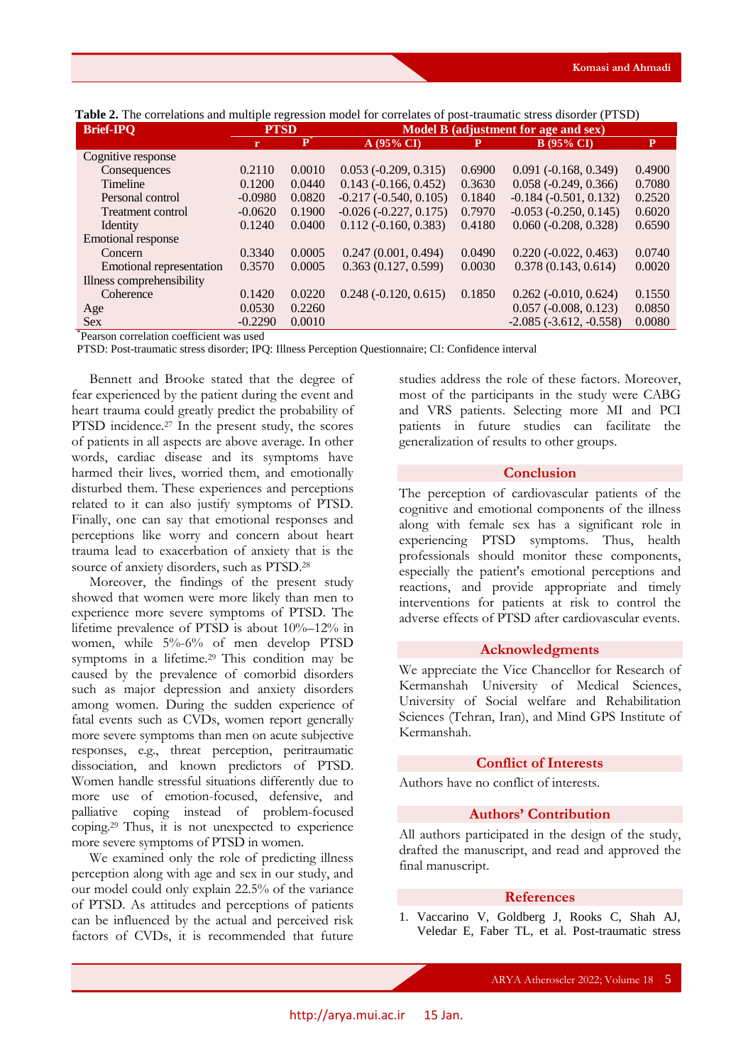**Table 2.** The correlations and multiple regression model for correlates of post-traumatic stress disorder (PTSD)

| Brief-IPQ | PTSD | | Model B (adjustment for age and sex) | | | |
|---|---|---|---|---|---|---|
| | r | P* | A (95% CI) | P | B (95% CI) | P |
| Cognitive response | | | | | | |
| Consequences | 0.2110 | 0.0010 | 0.053 (-0.209, 0.315) | 0.6900 | 0.091 (-0.168, 0.349) | 0.4900 |
| Timeline | 0.1200 | 0.0440 | 0.143 (-0.166, 0.452) | 0.3630 | 0.058 (-0.249, 0.366) | 0.7080 |
| Personal control | -0.0980 | 0.0820 | -0.217 (-0.540, 0.105) | 0.1840 | -0.184 (-0.501, 0.132) | 0.2520 |
| Treatment control | -0.0620 | 0.1900 | -0.026 (-0.227, 0.175) | 0.7970 | -0.053 (-0.250, 0.145) | 0.6020 |
| Identity | 0.1240 | 0.0400 | 0.112 (-0.160, 0.383) | 0.4180 | 0.060 (-0.208, 0.328) | 0.6590 |
| Emotional response | | | | | | |
| Concern | 0.3340 | 0.0005 | 0.247 (0.001, 0.494) | 0.0490 | 0.220 (-0.022, 0.463) | 0.0740 |
| Emotional representation | 0.3570 | 0.0005 | 0.363 (0.127, 0.599) | 0.0030 | 0.378 (0.143, 0.614) | 0.0020 |
| Illness comprehensibility | | | | | | |
| Coherence | 0.1420 | 0.0220 | 0.248 (-0.120, 0.615) | 0.1850 | 0.262 (-0.010, 0.624) | 0.1550 |
| Age | 0.0530 | 0.2260 | | | 0.057 (-0.008, 0.123) | 0.0850 |
| Sex | -0.2290 | 0.0010 | | | -2.085 (-3.612, -0.558) | 0.0080 |

*Pearson correlation coefficient was used

PTSD: Post-traumatic stress disorder; IPQ: Illness Perception Questionnaire; CI: Confidence interval

Bennett and Brooke stated that the degree of fear experienced by the patient during the event and heart trauma could greatly predict the probability of PTSD incidence.[27] In the present study, the scores of patients in all aspects are above average. In other words, cardiac disease and its symptoms have harmed their lives, worried them, and emotionally disturbed them. These experiences and perceptions related to it can also justify symptoms of PTSD. Finally, one can say that emotional responses and perceptions like worry and concern about heart trauma lead to exacerbation of anxiety that is the source of anxiety disorders, such as PTSD.[28]

Moreover, the findings of the present study showed that women were more likely than men to experience more severe symptoms of PTSD. The lifetime prevalence of PTSD is about 10%–12% in women, while 5%-6% of men develop PTSD symptoms in a lifetime.[29] This condition may be caused by the prevalence of comorbid disorders such as major depression and anxiety disorders among women. During the sudden experience of fatal events such as CVDs, women report generally more severe symptoms than men on acute subjective responses, e.g., threat perception, peritraumatic dissociation, and known predictors of PTSD. Women handle stressful situations differently due to more use of emotion-focused, defensive, and palliative coping instead of problem-focused coping.[29] Thus, it is not unexpected to experience more severe symptoms of PTSD in women.

We examined only the role of predicting illness perception along with age and sex in our study, and our model could only explain 22.5% of the variance of PTSD. As attitudes and perceptions of patients can be influenced by the actual and perceived risk factors of CVDs, it is recommended that future studies address the role of these factors. Moreover, most of the participants in the study were CABG and VRS patients. Selecting more MI and PCI patients in future studies can facilitate the generalization of results to other groups.

## Conclusion

The perception of cardiovascular patients of the cognitive and emotional components of the illness along with female sex has a significant role in experiencing PTSD symptoms. Thus, health professionals should monitor these components, especially the patient's emotional perceptions and reactions, and provide appropriate and timely interventions for patients at risk to control the adverse effects of PTSD after cardiovascular events.

## Acknowledgments

We appreciate the Vice Chancellor for Research of Kermanshah University of Medical Sciences, University of Social welfare and Rehabilitation Sciences (Tehran, Iran), and Mind GPS Institute of Kermanshah.

## Conflict of Interests

Authors have no conflict of interests.

## Authors' Contribution

All authors participated in the design of the study, drafted the manuscript, and read and approved the final manuscript.

## References

1. Vaccarino V, Goldberg J, Rooks C, Shah AJ, Veledar E, Faber TL, et al. Post-traumatic stress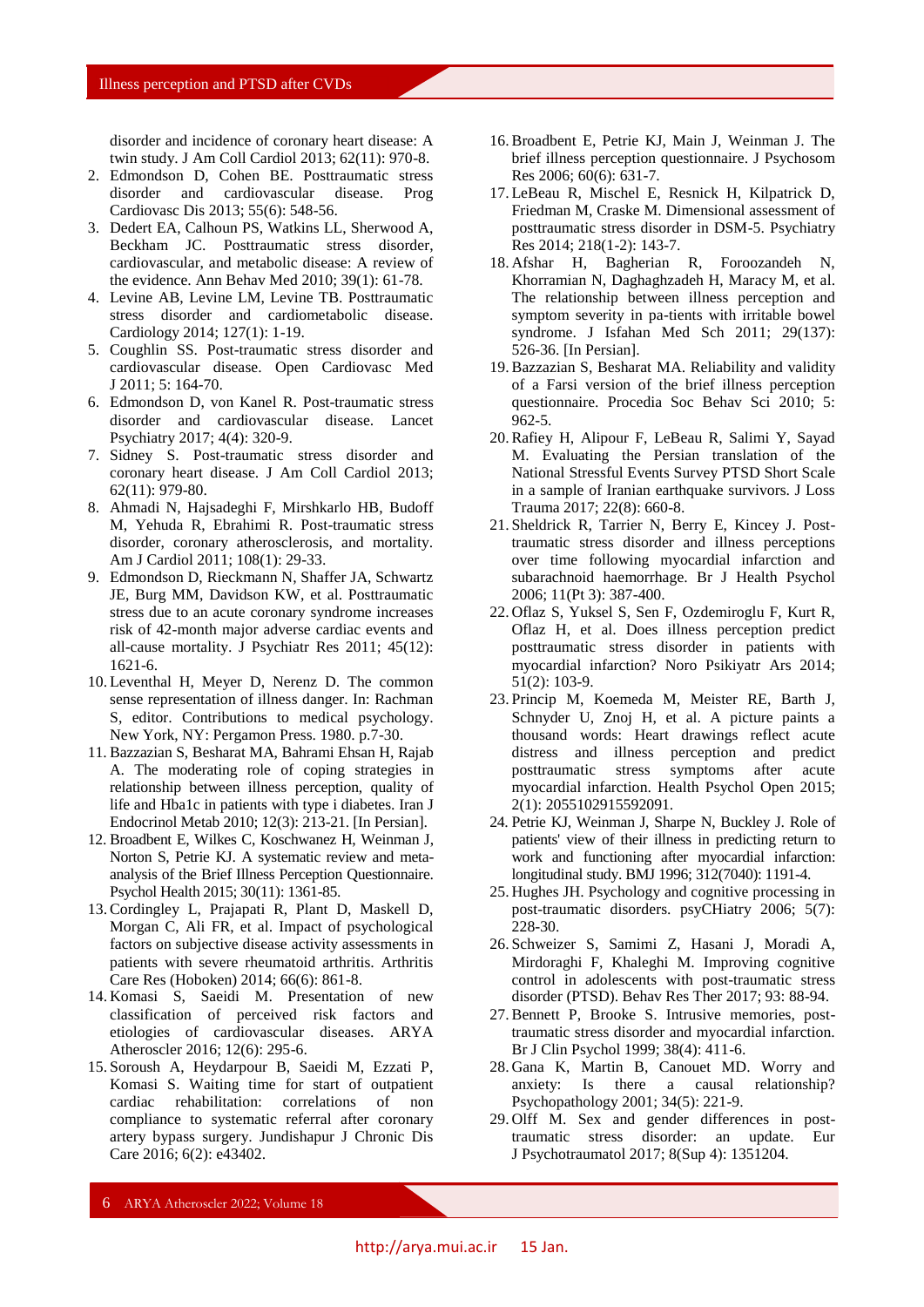disorder and incidence of coronary heart disease: A twin study. J Am Coll Cardiol 2013; 62(11): 970-8.

2. Edmondson D, Cohen BE. Posttraumatic stress disorder and cardiovascular disease. Prog Cardiovasc Dis 2013; 55(6): 548-56.
3. Dedert EA, Calhoun PS, Watkins LL, Sherwood A, Beckham JC. Posttraumatic stress disorder, cardiovascular, and metabolic disease: A review of the evidence. Ann Behav Med 2010; 39(1): 61-78.
4. Levine AB, Levine LM, Levine TB. Posttraumatic stress disorder and cardiometabolic disease. Cardiology 2014; 127(1): 1-19.
5. Coughlin SS. Post-traumatic stress disorder and cardiovascular disease. Open Cardiovasc Med J 2011; 5: 164-70.
6. Edmondson D, von Kanel R. Post-traumatic stress disorder and cardiovascular disease. Lancet Psychiatry 2017; 4(4): 320-9.
7. Sidney S. Post-traumatic stress disorder and coronary heart disease. J Am Coll Cardiol 2013; 62(11): 979-80.
8. Ahmadi N, Hajsadeghi F, Mirshkarlo HB, Budoff M, Yehuda R, Ebrahimi R. Post-traumatic stress disorder, coronary atherosclerosis, and mortality. Am J Cardiol 2011; 108(1): 29-33.
9. Edmondson D, Rieckmann N, Shaffer JA, Schwartz JE, Burg MM, Davidson KW, et al. Posttraumatic stress due to an acute coronary syndrome increases risk of 42-month major adverse cardiac events and all-cause mortality. J Psychiatr Res 2011; 45(12): 1621-6.
10. Leventhal H, Meyer D, Nerenz D. The common sense representation of illness danger. In: Rachman S, editor. Contributions to medical psychology. New York, NY: Pergamon Press. 1980. p.7-30.
11. Bazzazian S, Besharat MA, Bahrami Ehsan H, Rajab A. The moderating role of coping strategies in relationship between illness perception, quality of life and Hba1c in patients with type i diabetes. Iran J Endocrinol Metab 2010; 12(3): 213-21. [In Persian].
12. Broadbent E, Wilkes C, Koschwanez H, Weinman J, Norton S, Petrie KJ. A systematic review and meta-analysis of the Brief Illness Perception Questionnaire. Psychol Health 2015; 30(11): 1361-85.
13. Cordingley L, Prajapati R, Plant D, Maskell D, Morgan C, Ali FR, et al. Impact of psychological factors on subjective disease activity assessments in patients with severe rheumatoid arthritis. Arthritis Care Res (Hoboken) 2014; 66(6): 861-8.
14. Komasi S, Saeidi M. Presentation of new classification of perceived risk factors and etiologies of cardiovascular diseases. ARYA Atheroscler 2016; 12(6): 295-6.
15. Soroush A, Heydarpour B, Saeidi M, Ezzati P, Komasi S. Waiting time for start of outpatient cardiac rehabilitation: correlations of non compliance to systematic referral after coronary artery bypass surgery. Jundishapur J Chronic Dis Care 2016; 6(2): e43402.
16. Broadbent E, Petrie KJ, Main J, Weinman J. The brief illness perception questionnaire. J Psychosom Res 2006; 60(6): 631-7.
17. LeBeau R, Mischel E, Resnick H, Kilpatrick D, Friedman M, Craske M. Dimensional assessment of posttraumatic stress disorder in DSM-5. Psychiatry Res 2014; 218(1-2): 143-7.
18. Afshar H, Bagherian R, Foroozandeh N, Khorramian N, Daghaghzadeh H, Maracy M, et al. The relationship between illness perception and symptom severity in pa-tients with irritable bowel syndrome. J Isfahan Med Sch 2011; 29(137): 526-36. [In Persian].
19. Bazzazian S, Besharat MA. Reliability and validity of a Farsi version of the brief illness perception questionnaire. Procedia Soc Behav Sci 2010; 5: 962-5.
20. Rafiey H, Alipour F, LeBeau R, Salimi Y, Sayad M. Evaluating the Persian translation of the National Stressful Events Survey PTSD Short Scale in a sample of Iranian earthquake survivors. J Loss Trauma 2017; 22(8): 660-8.
21. Sheldrick R, Tarrier N, Berry E, Kincey J. Post-traumatic stress disorder and illness perceptions over time following myocardial infarction and subarachnoid haemorrhage. Br J Health Psychol 2006; 11(Pt 3): 387-400.
22. Oflaz S, Yuksel S, Sen F, Ozdemiroglu F, Kurt R, Oflaz H, et al. Does illness perception predict posttraumatic stress disorder in patients with myocardial infarction? Noro Psikiyatr Ars 2014; 51(2): 103-9.
23. Princip M, Koemeda M, Meister RE, Barth J, Schnyder U, Znoj H, et al. A picture paints a thousand words: Heart drawings reflect acute distress and illness perception and predict posttraumatic stress symptoms after acute myocardial infarction. Health Psychol Open 2015; 2(1): 2055102915592091.
24. Petrie KJ, Weinman J, Sharpe N, Buckley J. Role of patients' view of their illness in predicting return to work and functioning after myocardial infarction: longitudinal study. BMJ 1996; 312(7040): 1191-4.
25. Hughes JH. Psychology and cognitive processing in post-traumatic disorders. psyCHiatry 2006; 5(7): 228-30.
26. Schweizer S, Samimi Z, Hasani J, Moradi A, Mirdoraghi F, Khaleghi M. Improving cognitive control in adolescents with post-traumatic stress disorder (PTSD). Behav Res Ther 2017; 93: 88-94.
27. Bennett P, Brooke S. Intrusive memories, post-traumatic stress disorder and myocardial infarction. Br J Clin Psychol 1999; 38(4): 411-6.
28. Gana K, Martin B, Canouet MD. Worry and anxiety: Is there a causal relationship? Psychopathology 2001; 34(5): 221-9.
29. Olff M. Sex and gender differences in post-traumatic stress disorder: an update. Eur J Psychotraumatol 2017; 8(Sup 4): 1351204.